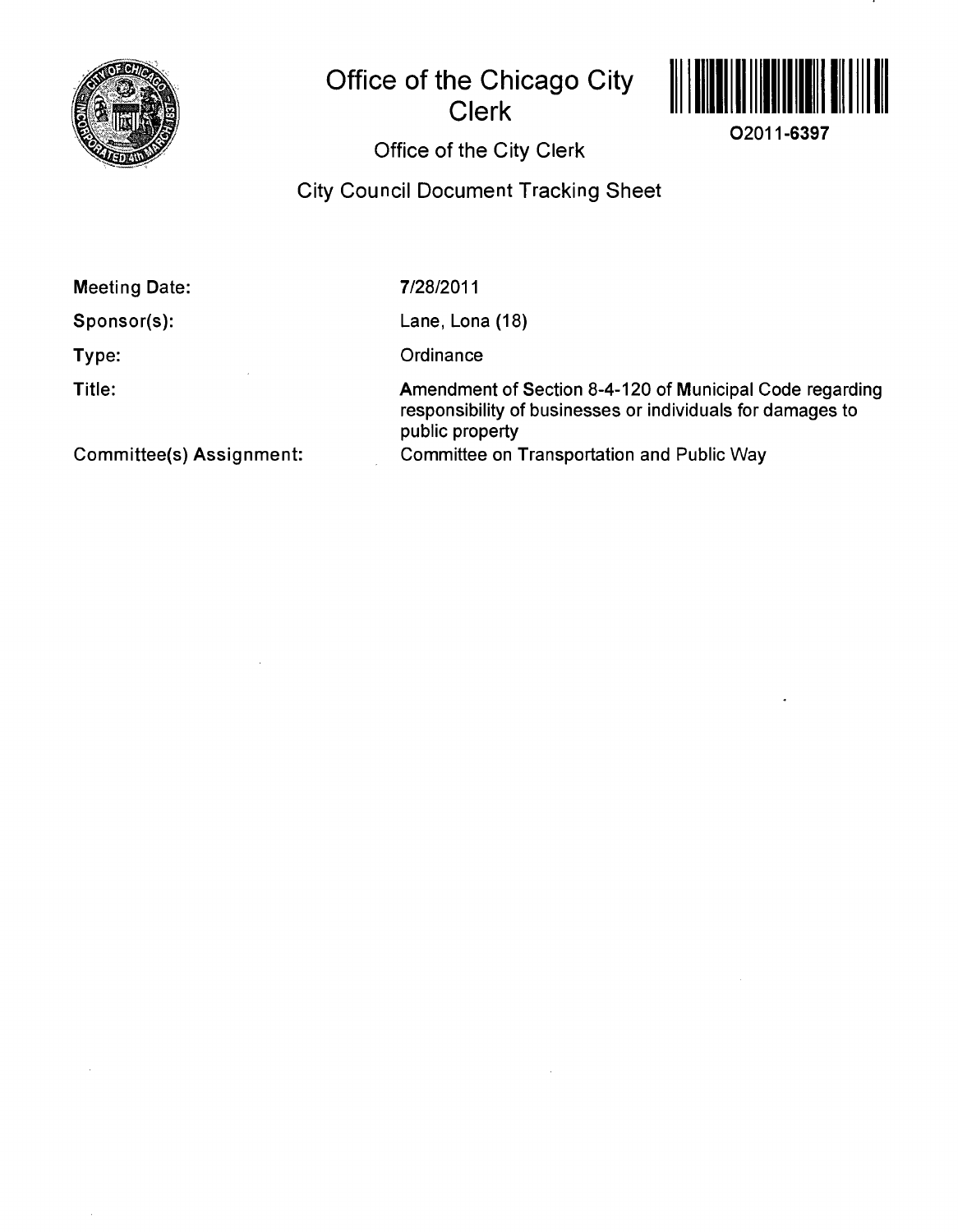# Office of the Chicago City Clerk

O2011-6397

## Office of the City Clerk

## City Council Document Tracking Sheet

| | |
|---|---|
| **Meeting Date:** | 7/28/2011 |
| **Sponsor(s):** | Lane, Lona (18) |
| **Type:** | Ordinance |
| **Title:** | Amendment of Section 8-4-120 of Municipal Code regarding responsibility of businesses or individuals for damages to public property |
| **Committee(s) Assignment:** | Committee on Transportation and Public Way |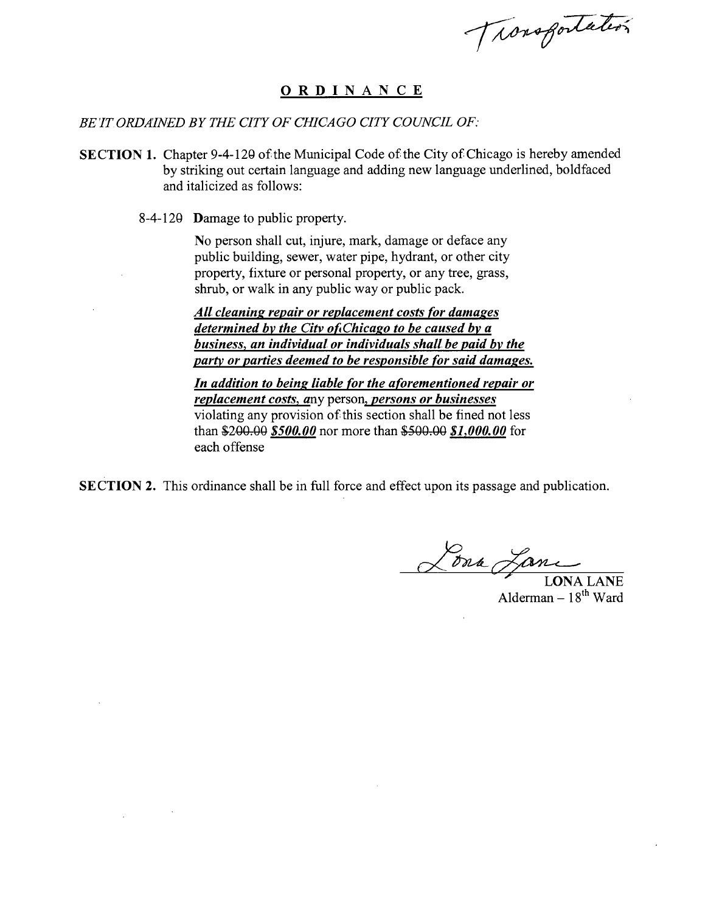Transportation

## ORDINANCE

*BE IT ORDAINED BY THE CITY OF CHICAGO CITY COUNCIL OF:*

**SECTION 1.** Chapter 9-4-120 of the Municipal Code of the City of Chicago is hereby amended by striking out certain language and adding new language underlined, boldfaced and italicized as follows:

8-4-120 Damage to public property.

No person shall cut, injure, mark, damage or deface any public building, sewer, water pipe, hydrant, or other city property, fixture or personal property, or any tree, grass, shrub, or walk in any public way or public pack.

***All cleaning repair or replacement costs for damages determined by the City of Chicago to be caused by a business, an individual or individuals shall be paid by the party or parties deemed to be responsible for said damages.***

***In addition to being liable for the aforementioned repair or replacement costs, a***ny person***, persons or businesses*** violating any provision of this section shall be fined not less than ~~$200.00~~ ***$500.00*** nor more than ~~$500.00~~ ***$1,000.00*** for each offense

**SECTION 2.** This ordinance shall be in full force and effect upon its passage and publication.

Lona Lane

LONA LANE
Alderman – 18th Ward